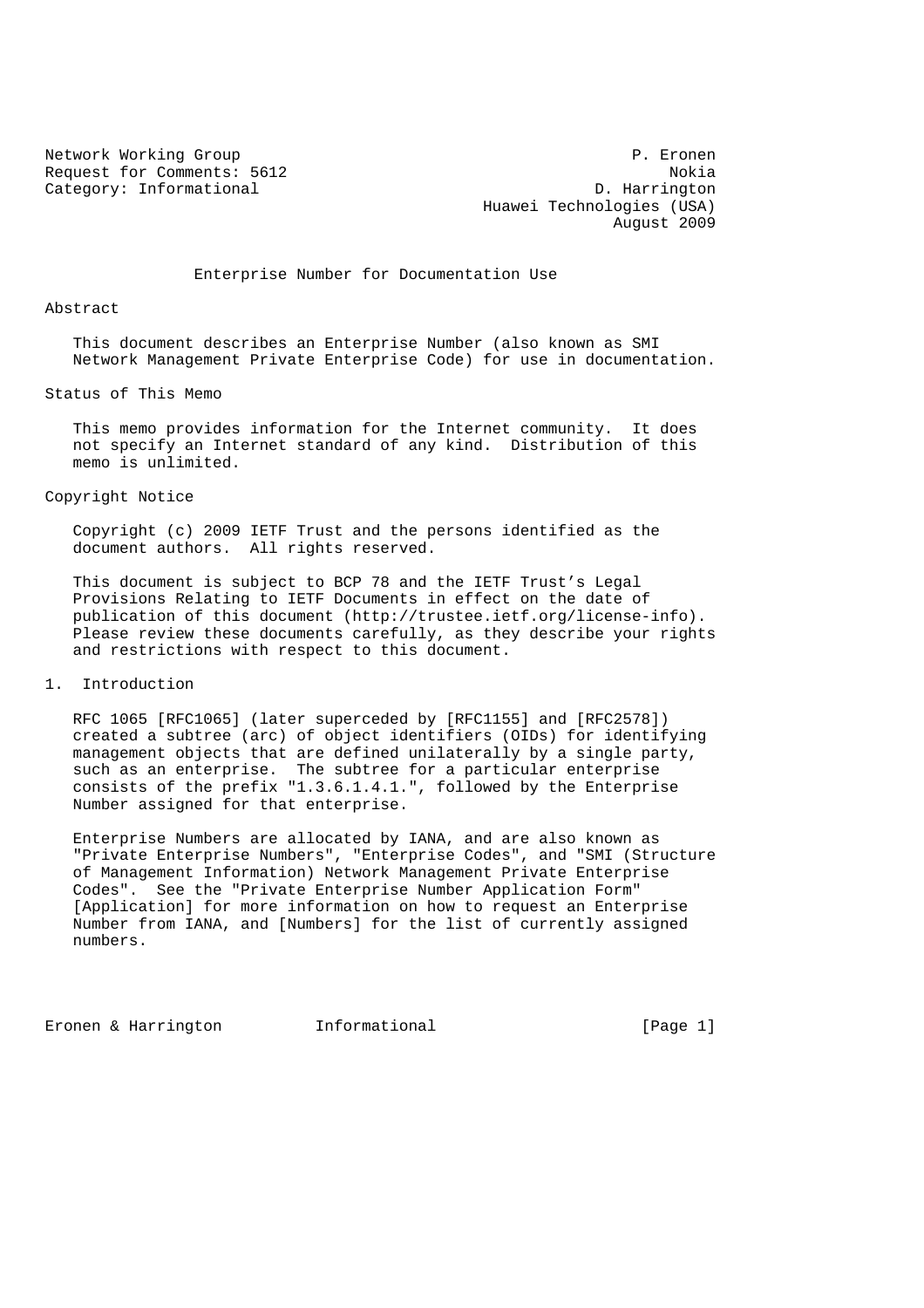Network Working Group P. Eronen
Request for Comments: 5612 Nokia
Category: Informational D. Harrington
Huawei Technologies (USA)
August 2009

# Enterprise Number for Documentation Use

## Abstract

This document describes an Enterprise Number (also known as SMI Network Management Private Enterprise Code) for use in documentation.

## Status of This Memo

This memo provides information for the Internet community. It does not specify an Internet standard of any kind. Distribution of this memo is unlimited.

## Copyright Notice

Copyright (c) 2009 IETF Trust and the persons identified as the document authors. All rights reserved.

This document is subject to BCP 78 and the IETF Trust's Legal Provisions Relating to IETF Documents in effect on the date of publication of this document (http://trustee.ietf.org/license-info). Please review these documents carefully, as they describe your rights and restrictions with respect to this document.

## 1. Introduction

RFC 1065 [RFC1065] (later superceded by [RFC1155] and [RFC2578]) created a subtree (arc) of object identifiers (OIDs) for identifying management objects that are defined unilaterally by a single party, such as an enterprise. The subtree for a particular enterprise consists of the prefix "1.3.6.1.4.1.", followed by the Enterprise Number assigned for that enterprise.

Enterprise Numbers are allocated by IANA, and are also known as "Private Enterprise Numbers", "Enterprise Codes", and "SMI (Structure of Management Information) Network Management Private Enterprise Codes". See the "Private Enterprise Number Application Form" [Application] for more information on how to request an Enterprise Number from IANA, and [Numbers] for the list of currently assigned numbers.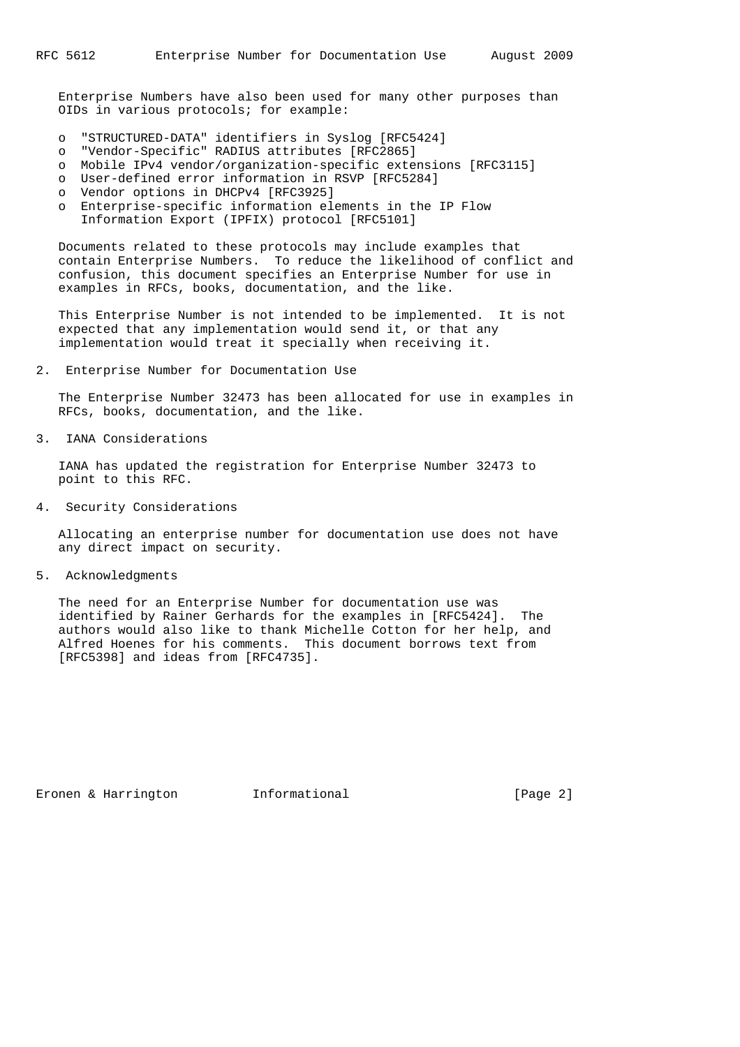Enterprise Numbers have also been used for many other purposes than OIDs in various protocols; for example:

- "STRUCTURED-DATA" identifiers in Syslog [RFC5424]
- "Vendor-Specific" RADIUS attributes [RFC2865]
- Mobile IPv4 vendor/organization-specific extensions [RFC3115]
- User-defined error information in RSVP [RFC5284]
- Vendor options in DHCPv4 [RFC3925]
- Enterprise-specific information elements in the IP Flow Information Export (IPFIX) protocol [RFC5101]

Documents related to these protocols may include examples that contain Enterprise Numbers. To reduce the likelihood of conflict and confusion, this document specifies an Enterprise Number for use in examples in RFCs, books, documentation, and the like.

This Enterprise Number is not intended to be implemented. It is not expected that any implementation would send it, or that any implementation would treat it specially when receiving it.

## 2. Enterprise Number for Documentation Use

The Enterprise Number 32473 has been allocated for use in examples in RFCs, books, documentation, and the like.

## 3. IANA Considerations

IANA has updated the registration for Enterprise Number 32473 to point to this RFC.

## 4. Security Considerations

Allocating an enterprise number for documentation use does not have any direct impact on security.

## 5. Acknowledgments

The need for an Enterprise Number for documentation use was identified by Rainer Gerhards for the examples in [RFC5424]. The authors would also like to thank Michelle Cotton for her help, and Alfred Hoenes for his comments. This document borrows text from [RFC5398] and ideas from [RFC4735].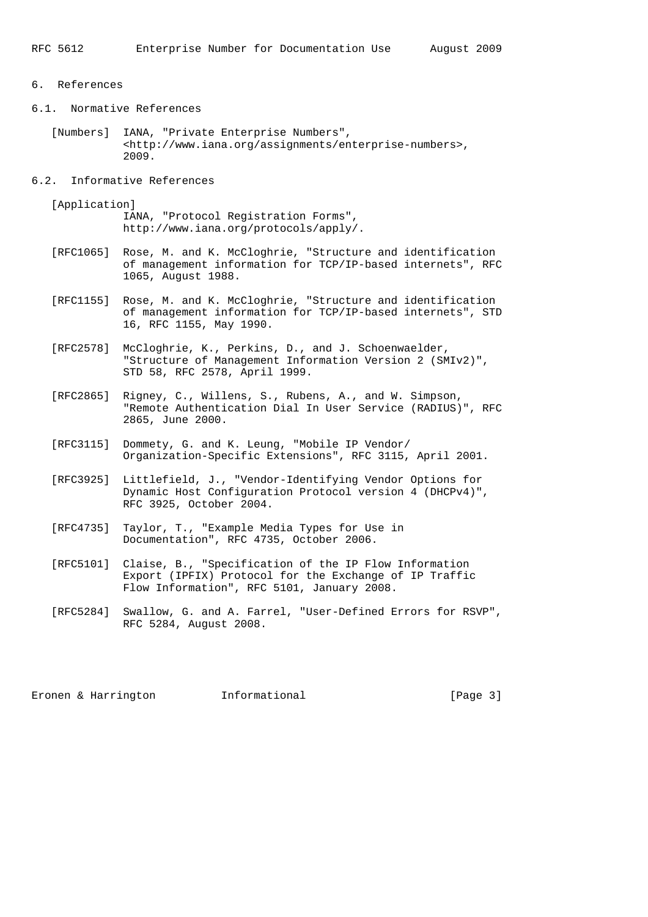## 6. References

### 6.1. Normative References

[Numbers] IANA, "Private Enterprise Numbers", <http://www.iana.org/assignments/enterprise-numbers>, 2009.

### 6.2. Informative References

[Application] IANA, "Protocol Registration Forms", http://www.iana.org/protocols/apply/.

[RFC1065] Rose, M. and K. McCloghrie, "Structure and identification of management information for TCP/IP-based internets", RFC 1065, August 1988.

[RFC1155] Rose, M. and K. McCloghrie, "Structure and identification of management information for TCP/IP-based internets", STD 16, RFC 1155, May 1990.

[RFC2578] McCloghrie, K., Perkins, D., and J. Schoenwaelder, "Structure of Management Information Version 2 (SMIv2)", STD 58, RFC 2578, April 1999.

[RFC2865] Rigney, C., Willens, S., Rubens, A., and W. Simpson, "Remote Authentication Dial In User Service (RADIUS)", RFC 2865, June 2000.

[RFC3115] Dommety, G. and K. Leung, "Mobile IP Vendor/Organization-Specific Extensions", RFC 3115, April 2001.

[RFC3925] Littlefield, J., "Vendor-Identifying Vendor Options for Dynamic Host Configuration Protocol version 4 (DHCPv4)", RFC 3925, October 2004.

[RFC4735] Taylor, T., "Example Media Types for Use in Documentation", RFC 4735, October 2006.

[RFC5101] Claise, B., "Specification of the IP Flow Information Export (IPFIX) Protocol for the Exchange of IP Traffic Flow Information", RFC 5101, January 2008.

[RFC5284] Swallow, G. and A. Farrel, "User-Defined Errors for RSVP", RFC 5284, August 2008.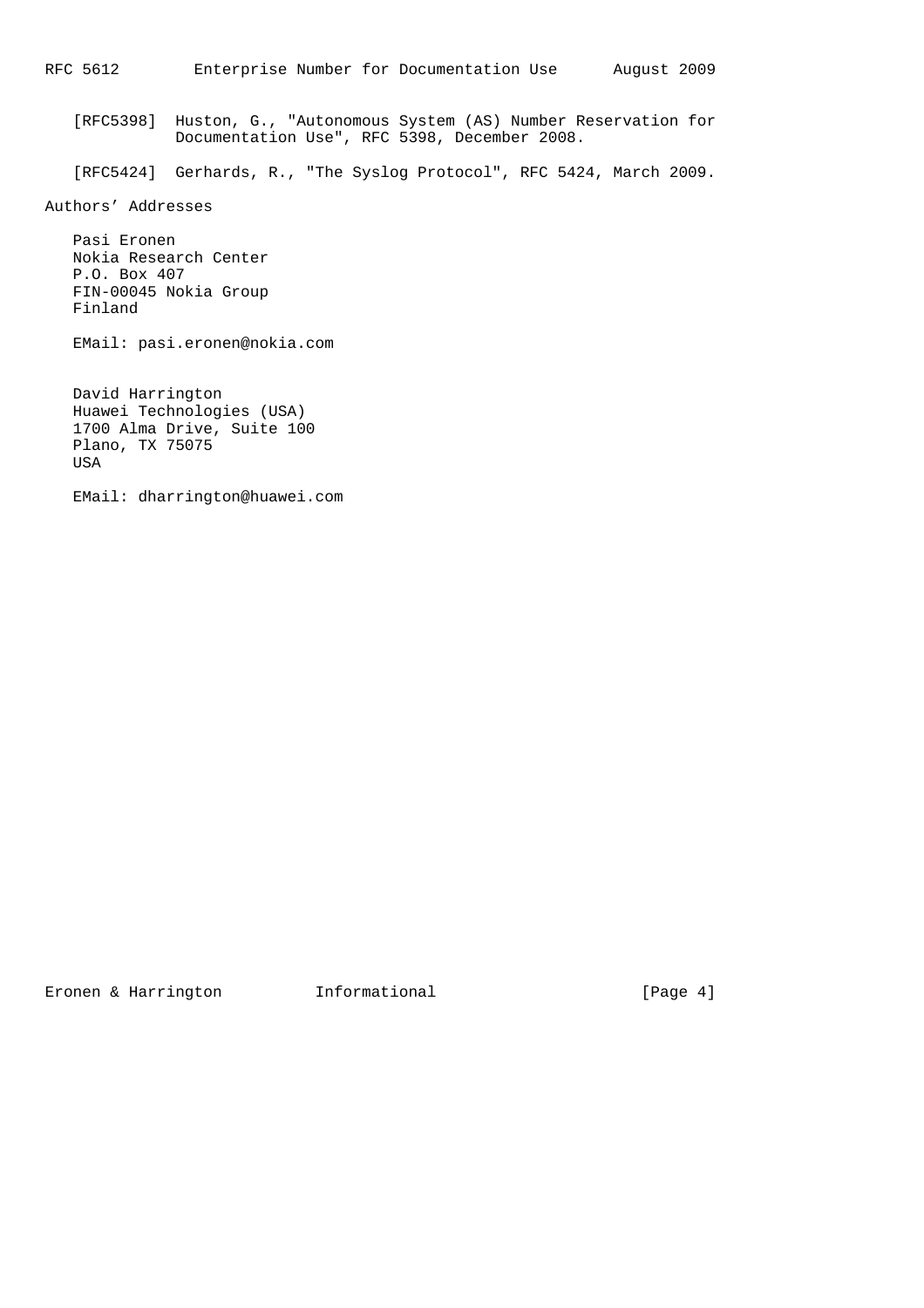[RFC5398] Huston, G., "Autonomous System (AS) Number Reservation for Documentation Use", RFC 5398, December 2008.

[RFC5424] Gerhards, R., "The Syslog Protocol", RFC 5424, March 2009.

## Authors' Addresses

Pasi Eronen  
Nokia Research Center  
P.O. Box 407  
FIN-00045 Nokia Group  
Finland

EMail: pasi.eronen@nokia.com

David Harrington  
Huawei Technologies (USA)  
1700 Alma Drive, Suite 100  
Plano, TX 75075  
USA

EMail: dharrington@huawei.com